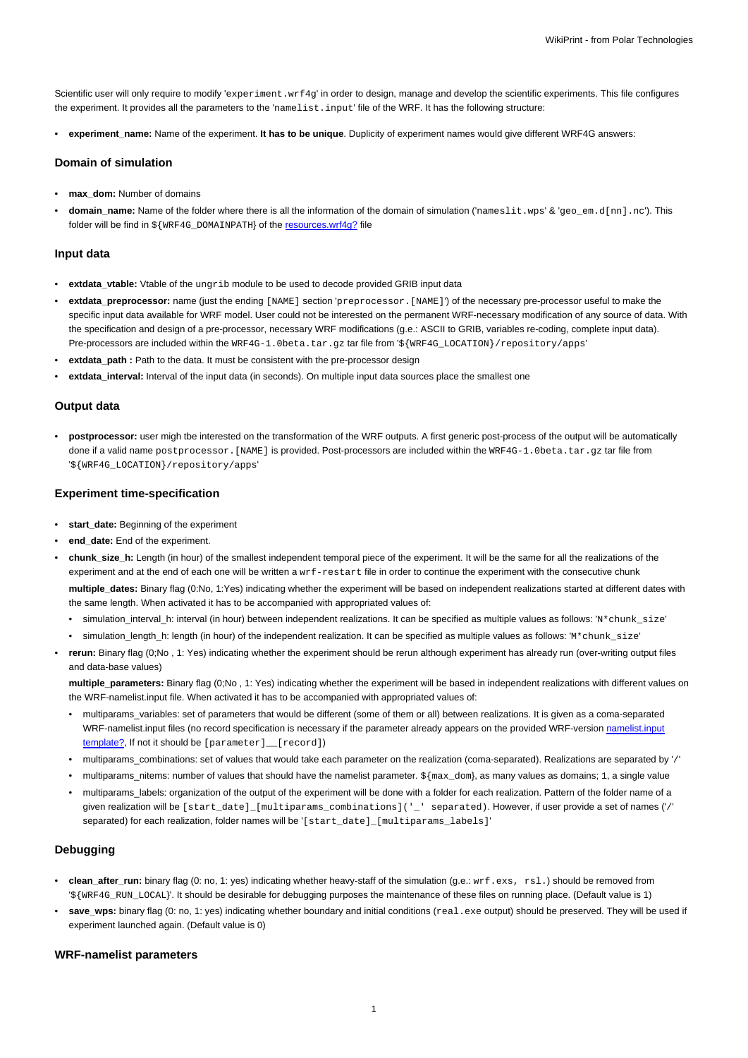Scientific user will only require to modify 'experiment.wrf4g' in order to design, manage and develop the scientific experiments. This file configures the experiment. It provides all the parameters to the 'namelist.input' file of the WRF. It has the following structure:

- **experiment_name:** Name of the experiment. **It has to be unique**. Duplicity of experiment names would give different WRF4G answers:

### Domain of simulation

- **max_dom:** Number of domains
- **domain_name:** Name of the folder where there is all the information of the domain of simulation ('nameslit.wps' & 'geo_em.d[nn].nc'). This folder will be find in ${WRF4G_DOMAINPATH} of the resources.wrf4g? file

### Input data

- **extdata_vtable:** Vtable of the ungrib module to be used to decode provided GRIB input data
- **extdata_preprocessor:** name (just the ending [NAME] section 'preprocessor.[NAME]') of the necessary pre-processor useful to make the specific input data available for WRF model. User could not be interested on the permanent WRF-necessary modification of any source of data. With the specification and design of a pre-processor, necessary WRF modifications (g.e.: ASCII to GRIB, variables re-coding, complete input data). Pre-processors are included within the WRF4G-1.0beta.tar.gz tar file from '${WRF4G_LOCATION}/repository/apps'
- **extdata_path :** Path to the data. It must be consistent with the pre-processor design
- **extdata_interval:** Interval of the input data (in seconds). On multiple input data sources place the smallest one

### Output data

- **postprocessor:** user migh tbe interested on the transformation of the WRF outputs. A first generic post-process of the output will be automatically done if a valid name postprocessor.[NAME] is provided. Post-processors are included within the WRF4G-1.0beta.tar.gz tar file from '${WRF4G_LOCATION}/repository/apps'

### Experiment time-specification

- **start_date:** Beginning of the experiment
- **end_date:** End of the experiment.
- **chunk_size_h:** Length (in hour) of the smallest independent temporal piece of the experiment. It will be the same for all the realizations of the experiment and at the end of each one will be written a wrf-restart file in order to continue the experiment with the consecutive chunk

  **multiple_dates:** Binary flag (0:No, 1:Yes) indicating whether the experiment will be based on independent realizations started at different dates with the same length. When activated it has to be accompanied with appropriated values of:

  - simulation_interval_h: interval (in hour) between independent realizations. It can be specified as multiple values as follows: 'N*chunk_size'
  - simulation_length_h: length (in hour) of the independent realization. It can be specified as multiple values as follows: 'M*chunk_size'
- **rerun:** Binary flag (0;No , 1: Yes) indicating whether the experiment should be rerun although experiment has already run (over-writing output files and data-base values)

  **multiple_parameters:** Binary flag (0;No , 1: Yes) indicating whether the experiment will be based in independent realizations with different values on the WRF-namelist.input file. When activated it has to be accompanied with appropriated values of:

  - multiparams_variables: set of parameters that would be different (some of them or all) between realizations. It is given as a coma-separated WRF-namelist.input files (no record specification is necessary if the parameter already appears on the provided WRF-version namelist.input template?, If not it should be [parameter]__[record])
  - multiparams_combinations: set of values that would take each parameter on the realization (coma-separated). Realizations are separated by '/'
  - multiparams_nitems: number of values that should have the namelist parameter. ${max_dom}, as many values as domains; 1, a single value
  - multiparams_labels: organization of the output of the experiment will be done with a folder for each realization. Pattern of the folder name of a given realization will be [start_date]_[multiparams_combinations]('_' separated). However, if user provide a set of names ('/' separated) for each realization, folder names will be '[start_date]_[multiparams_labels]'

### Debugging

- **clean_after_run:** binary flag (0: no, 1: yes) indicating whether heavy-staff of the simulation (g.e.: wrf.exs, rsl.) should be removed from '${WRF4G_RUN_LOCAL}'. It should be desirable for debugging purposes the maintenance of these files on running place. (Default value is 1)
- **save_wps:** binary flag (0: no, 1: yes) indicating whether boundary and initial conditions (real.exe output) should be preserved. They will be used if experiment launched again. (Default value is 0)

### WRF-namelist parameters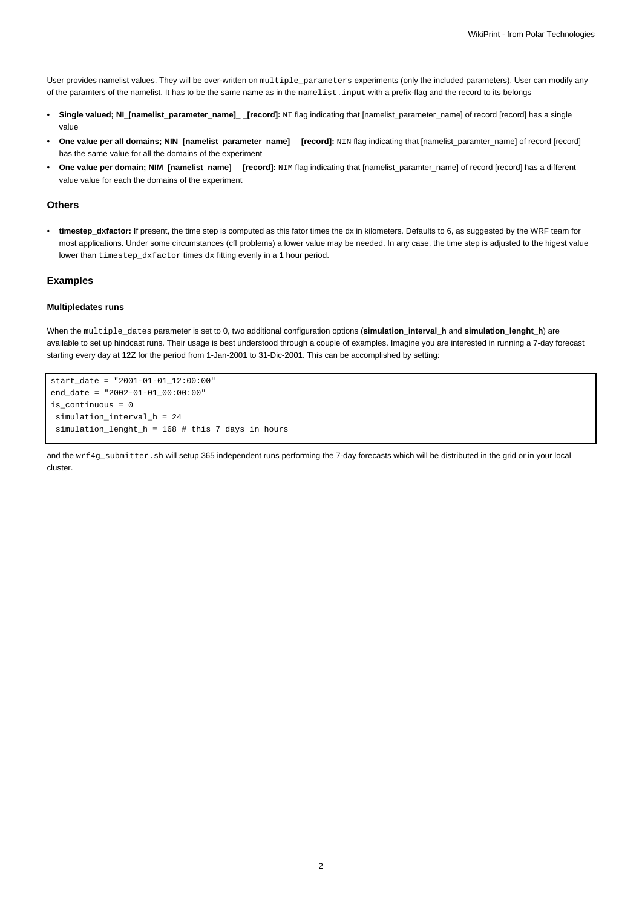User provides namelist values. They will be over-written on `multiple_parameters` experiments (only the included parameters). User can modify any of the paramters of the namelist. It has to be the same name as in the `namelist.input` with a prefix-flag and the record to its belongs

- **Single valued; NI_[namelist_parameter_name]_ _[record]:** `NI` flag indicating that [namelist_parameter_name] of record [record] has a single value
- **One value per all domains; NIN_[namelist_parameter_name]_ _[record]:** `NIN` flag indicating that [namelist_paramter_name] of record [record] has the same value for all the domains of the experiment
- **One value per domain; NIM_[namelist_name]_ _[record]:** `NIM` flag indicating that [namelist_paramter_name] of record [record] has a different value value for each the domains of the experiment

### Others

- **timestep_dxfactor:** If present, the time step is computed as this fator times the dx in kilometers. Defaults to 6, as suggested by the WRF team for most applications. Under some circumstances (cfl problems) a lower value may be needed. In any case, the time step is adjusted to the higest value lower than `timestep_dxfactor` times `dx` fitting evenly in a 1 hour period.

### Examples

#### Multipledates runs

When the `multiple_dates` parameter is set to 0, two additional configuration options (**simulation_interval_h** and **simulation_lenght_h**) are available to set up hindcast runs. Their usage is best understood through a couple of examples. Imagine you are interested in running a 7-day forecast starting every day at 12Z for the period from 1-Jan-2001 to 31-Dic-2001. This can be accomplished by setting:

```
start_date = "2001-01-01_12:00:00"
end_date = "2002-01-01_00:00:00"
is_continuous = 0
 simulation_interval_h = 24
 simulation_lenght_h = 168 # this 7 days in hours
```

and the `wrf4g_submitter.sh` will setup 365 independent runs performing the 7-day forecasts which will be distributed in the grid or in your local cluster.